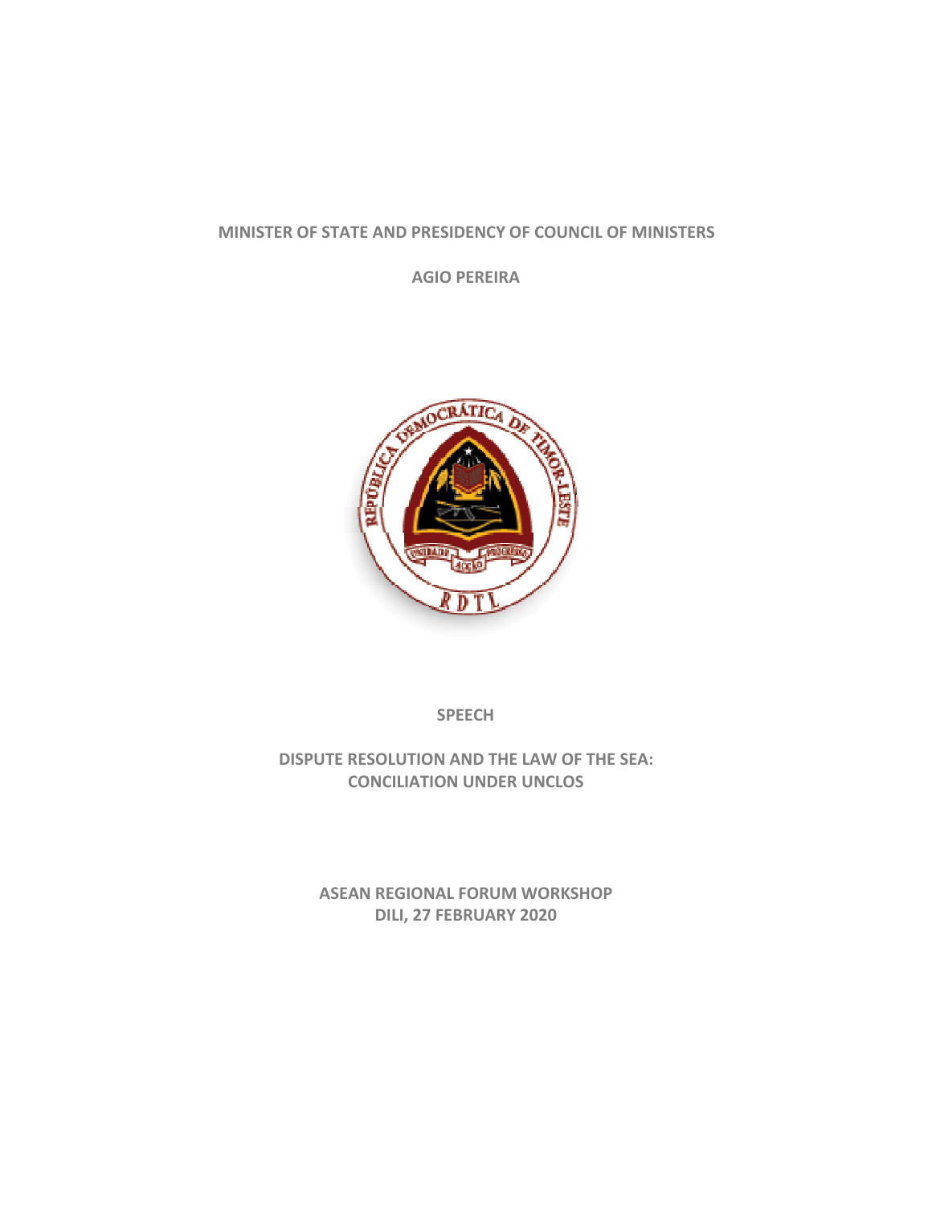**MINISTER OF STATE AND PRESIDENCY OF COUNCIL OF MINISTERS**

**AGIO PEREIRA**

**SPEECH**

# DISPUTE RESOLUTION AND THE LAW OF THE SEA: CONCILIATION UNDER UNCLOS

**ASEAN REGIONAL FORUM WORKSHOP**
**DILI, 27 FEBRUARY 2020**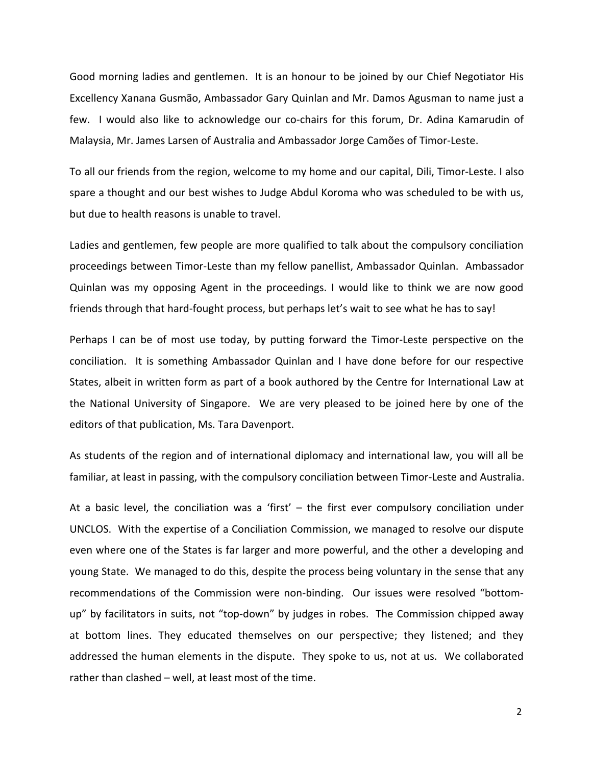Good morning ladies and gentlemen. It is an honour to be joined by our Chief Negotiator His Excellency Xanana Gusmão, Ambassador Gary Quinlan and Mr. Damos Agusman to name just a few. I would also like to acknowledge our co-chairs for this forum, Dr. Adina Kamarudin of Malaysia, Mr. James Larsen of Australia and Ambassador Jorge Camões of Timor-Leste.

To all our friends from the region, welcome to my home and our capital, Dili, Timor-Leste. I also spare a thought and our best wishes to Judge Abdul Koroma who was scheduled to be with us, but due to health reasons is unable to travel.

Ladies and gentlemen, few people are more qualified to talk about the compulsory conciliation proceedings between Timor-Leste than my fellow panellist, Ambassador Quinlan. Ambassador Quinlan was my opposing Agent in the proceedings. I would like to think we are now good friends through that hard-fought process, but perhaps let's wait to see what he has to say!

Perhaps I can be of most use today, by putting forward the Timor-Leste perspective on the conciliation. It is something Ambassador Quinlan and I have done before for our respective States, albeit in written form as part of a book authored by the Centre for International Law at the National University of Singapore. We are very pleased to be joined here by one of the editors of that publication, Ms. Tara Davenport.

As students of the region and of international diplomacy and international law, you will all be familiar, at least in passing, with the compulsory conciliation between Timor-Leste and Australia.

At a basic level, the conciliation was a 'first' – the first ever compulsory conciliation under UNCLOS. With the expertise of a Conciliation Commission, we managed to resolve our dispute even where one of the States is far larger and more powerful, and the other a developing and young State. We managed to do this, despite the process being voluntary in the sense that any recommendations of the Commission were non-binding. Our issues were resolved "bottom-up" by facilitators in suits, not "top-down" by judges in robes. The Commission chipped away at bottom lines. They educated themselves on our perspective; they listened; and they addressed the human elements in the dispute. They spoke to us, not at us. We collaborated rather than clashed – well, at least most of the time.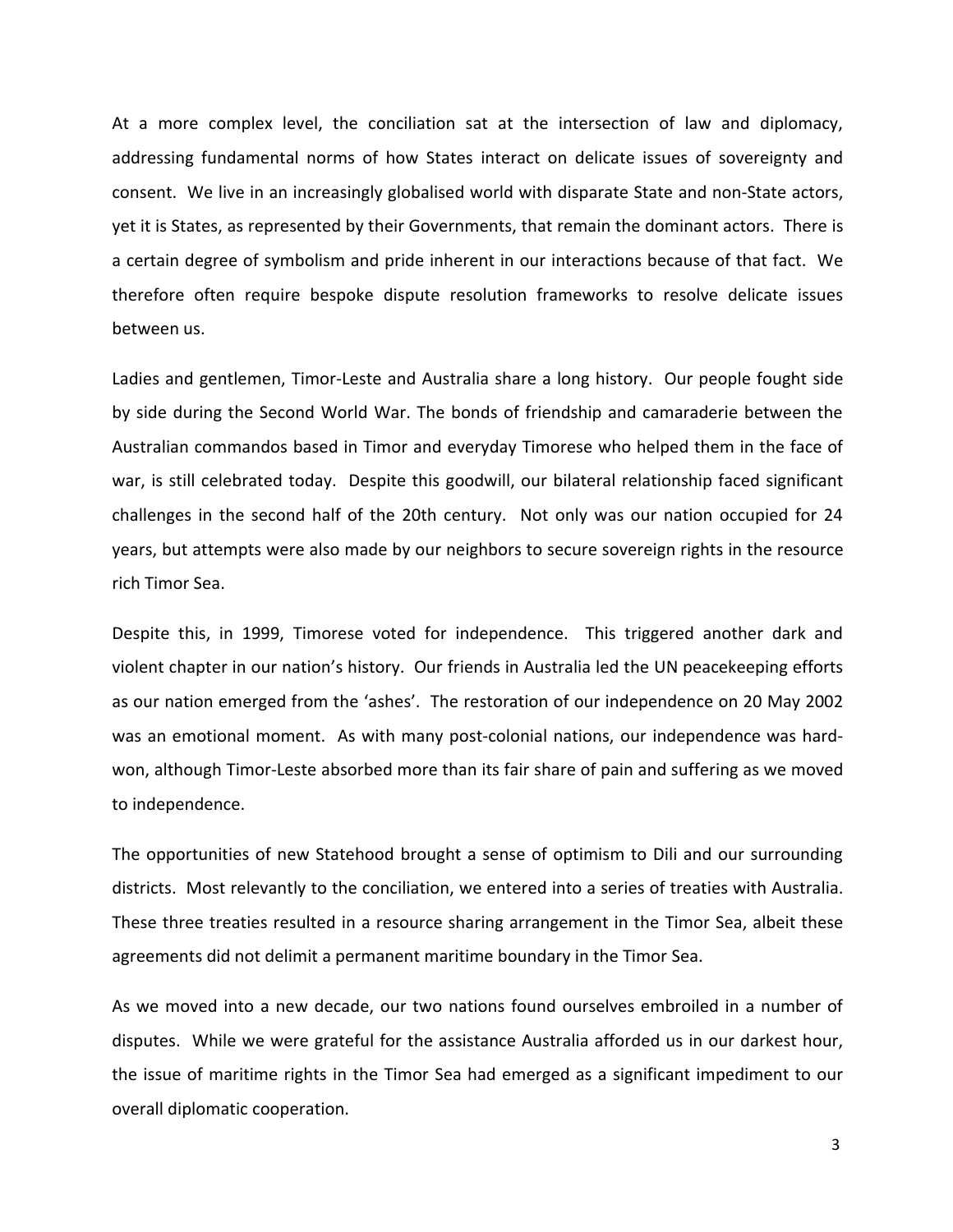At a more complex level, the conciliation sat at the intersection of law and diplomacy, addressing fundamental norms of how States interact on delicate issues of sovereignty and consent. We live in an increasingly globalised world with disparate State and non-State actors, yet it is States, as represented by their Governments, that remain the dominant actors. There is a certain degree of symbolism and pride inherent in our interactions because of that fact. We therefore often require bespoke dispute resolution frameworks to resolve delicate issues between us.

Ladies and gentlemen, Timor-Leste and Australia share a long history. Our people fought side by side during the Second World War. The bonds of friendship and camaraderie between the Australian commandos based in Timor and everyday Timorese who helped them in the face of war, is still celebrated today. Despite this goodwill, our bilateral relationship faced significant challenges in the second half of the 20th century. Not only was our nation occupied for 24 years, but attempts were also made by our neighbors to secure sovereign rights in the resource rich Timor Sea.

Despite this, in 1999, Timorese voted for independence. This triggered another dark and violent chapter in our nation's history. Our friends in Australia led the UN peacekeeping efforts as our nation emerged from the 'ashes'. The restoration of our independence on 20 May 2002 was an emotional moment. As with many post-colonial nations, our independence was hard-won, although Timor-Leste absorbed more than its fair share of pain and suffering as we moved to independence.

The opportunities of new Statehood brought a sense of optimism to Dili and our surrounding districts. Most relevantly to the conciliation, we entered into a series of treaties with Australia. These three treaties resulted in a resource sharing arrangement in the Timor Sea, albeit these agreements did not delimit a permanent maritime boundary in the Timor Sea.

As we moved into a new decade, our two nations found ourselves embroiled in a number of disputes. While we were grateful for the assistance Australia afforded us in our darkest hour, the issue of maritime rights in the Timor Sea had emerged as a significant impediment to our overall diplomatic cooperation.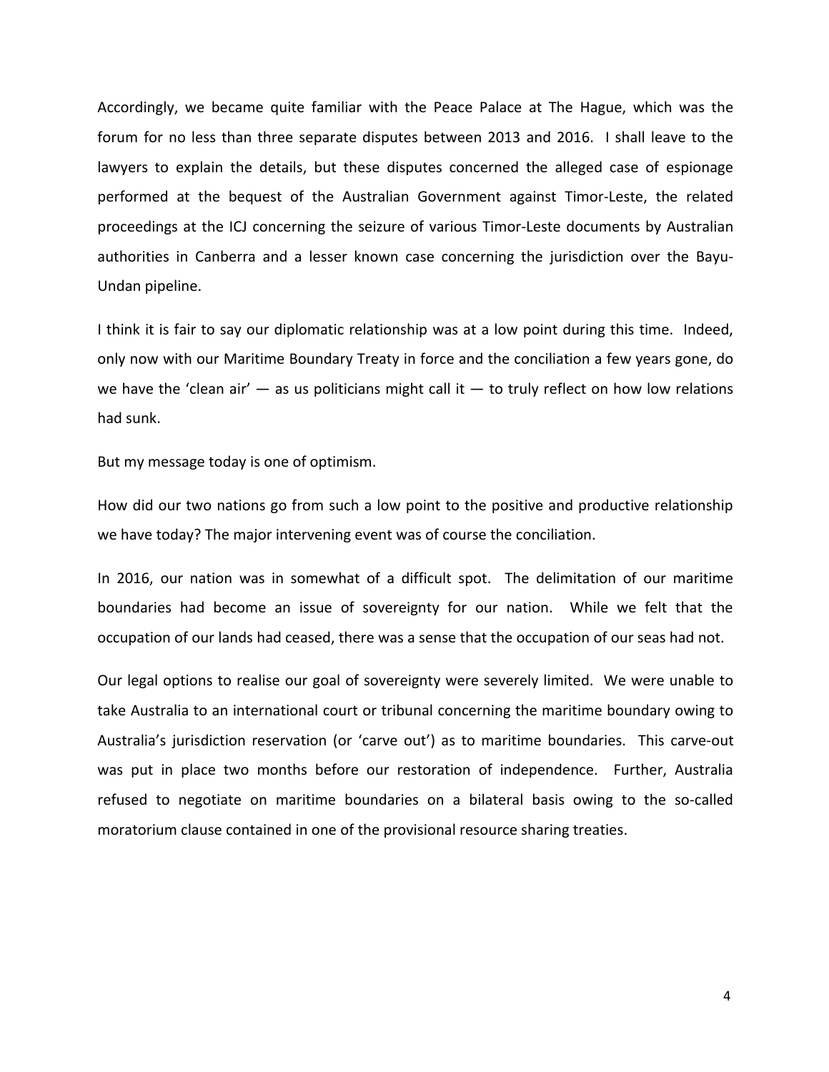Accordingly, we became quite familiar with the Peace Palace at The Hague, which was the forum for no less than three separate disputes between 2013 and 2016. I shall leave to the lawyers to explain the details, but these disputes concerned the alleged case of espionage performed at the bequest of the Australian Government against Timor-Leste, the related proceedings at the ICJ concerning the seizure of various Timor-Leste documents by Australian authorities in Canberra and a lesser known case concerning the jurisdiction over the Bayu-Undan pipeline.

I think it is fair to say our diplomatic relationship was at a low point during this time. Indeed, only now with our Maritime Boundary Treaty in force and the conciliation a few years gone, do we have the 'clean air' — as us politicians might call it — to truly reflect on how low relations had sunk.

But my message today is one of optimism.

How did our two nations go from such a low point to the positive and productive relationship we have today? The major intervening event was of course the conciliation.

In 2016, our nation was in somewhat of a difficult spot. The delimitation of our maritime boundaries had become an issue of sovereignty for our nation. While we felt that the occupation of our lands had ceased, there was a sense that the occupation of our seas had not.

Our legal options to realise our goal of sovereignty were severely limited. We were unable to take Australia to an international court or tribunal concerning the maritime boundary owing to Australia's jurisdiction reservation (or 'carve out') as to maritime boundaries. This carve-out was put in place two months before our restoration of independence. Further, Australia refused to negotiate on maritime boundaries on a bilateral basis owing to the so-called moratorium clause contained in one of the provisional resource sharing treaties.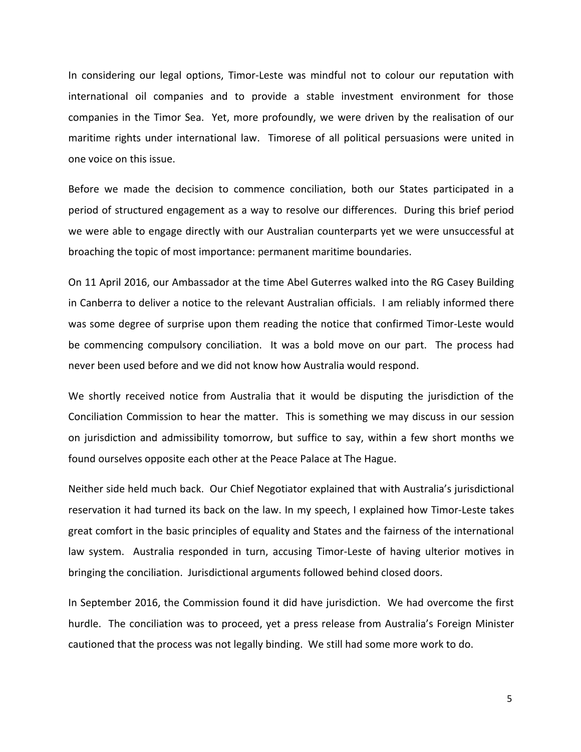In considering our legal options, Timor-Leste was mindful not to colour our reputation with international oil companies and to provide a stable investment environment for those companies in the Timor Sea. Yet, more profoundly, we were driven by the realisation of our maritime rights under international law. Timorese of all political persuasions were united in one voice on this issue.

Before we made the decision to commence conciliation, both our States participated in a period of structured engagement as a way to resolve our differences. During this brief period we were able to engage directly with our Australian counterparts yet we were unsuccessful at broaching the topic of most importance: permanent maritime boundaries.

On 11 April 2016, our Ambassador at the time Abel Guterres walked into the RG Casey Building in Canberra to deliver a notice to the relevant Australian officials. I am reliably informed there was some degree of surprise upon them reading the notice that confirmed Timor-Leste would be commencing compulsory conciliation. It was a bold move on our part. The process had never been used before and we did not know how Australia would respond.

We shortly received notice from Australia that it would be disputing the jurisdiction of the Conciliation Commission to hear the matter. This is something we may discuss in our session on jurisdiction and admissibility tomorrow, but suffice to say, within a few short months we found ourselves opposite each other at the Peace Palace at The Hague.

Neither side held much back. Our Chief Negotiator explained that with Australia's jurisdictional reservation it had turned its back on the law. In my speech, I explained how Timor-Leste takes great comfort in the basic principles of equality and States and the fairness of the international law system. Australia responded in turn, accusing Timor-Leste of having ulterior motives in bringing the conciliation. Jurisdictional arguments followed behind closed doors.

In September 2016, the Commission found it did have jurisdiction. We had overcome the first hurdle. The conciliation was to proceed, yet a press release from Australia's Foreign Minister cautioned that the process was not legally binding. We still had some more work to do.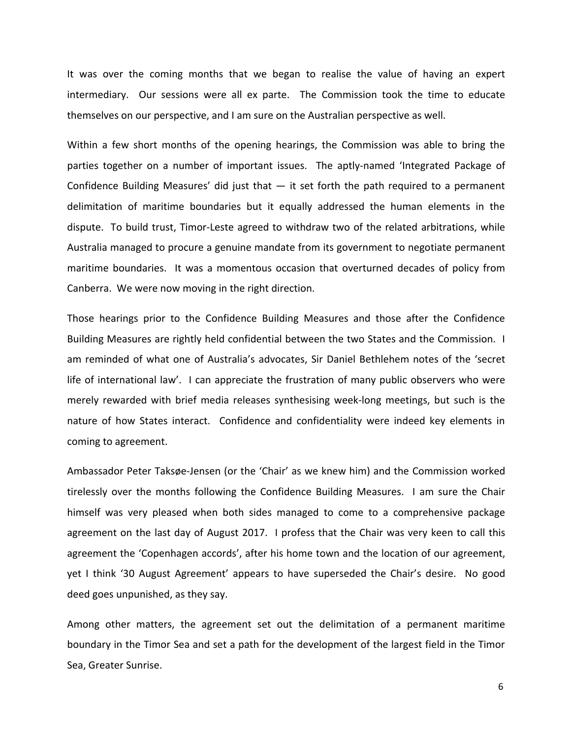It was over the coming months that we began to realise the value of having an expert intermediary. Our sessions were all ex parte. The Commission took the time to educate themselves on our perspective, and I am sure on the Australian perspective as well.

Within a few short months of the opening hearings, the Commission was able to bring the parties together on a number of important issues. The aptly-named 'Integrated Package of Confidence Building Measures' did just that — it set forth the path required to a permanent delimitation of maritime boundaries but it equally addressed the human elements in the dispute. To build trust, Timor-Leste agreed to withdraw two of the related arbitrations, while Australia managed to procure a genuine mandate from its government to negotiate permanent maritime boundaries. It was a momentous occasion that overturned decades of policy from Canberra. We were now moving in the right direction.

Those hearings prior to the Confidence Building Measures and those after the Confidence Building Measures are rightly held confidential between the two States and the Commission. I am reminded of what one of Australia's advocates, Sir Daniel Bethlehem notes of the 'secret life of international law'. I can appreciate the frustration of many public observers who were merely rewarded with brief media releases synthesising week-long meetings, but such is the nature of how States interact. Confidence and confidentiality were indeed key elements in coming to agreement.

Ambassador Peter Taksøe-Jensen (or the 'Chair' as we knew him) and the Commission worked tirelessly over the months following the Confidence Building Measures. I am sure the Chair himself was very pleased when both sides managed to come to a comprehensive package agreement on the last day of August 2017. I profess that the Chair was very keen to call this agreement the 'Copenhagen accords', after his home town and the location of our agreement, yet I think '30 August Agreement' appears to have superseded the Chair's desire. No good deed goes unpunished, as they say.

Among other matters, the agreement set out the delimitation of a permanent maritime boundary in the Timor Sea and set a path for the development of the largest field in the Timor Sea, Greater Sunrise.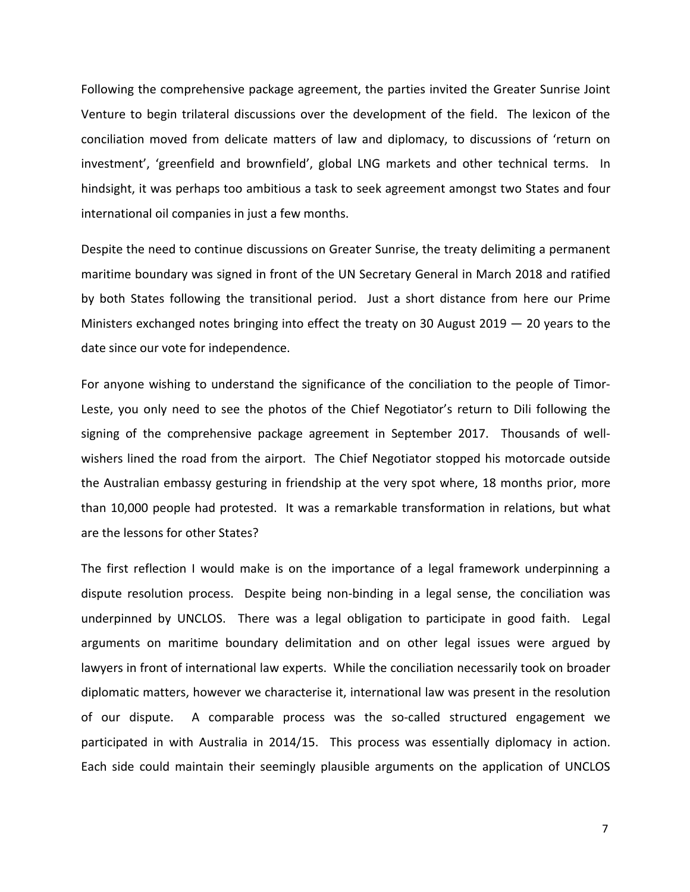Following the comprehensive package agreement, the parties invited the Greater Sunrise Joint Venture to begin trilateral discussions over the development of the field. The lexicon of the conciliation moved from delicate matters of law and diplomacy, to discussions of 'return on investment', 'greenfield and brownfield', global LNG markets and other technical terms. In hindsight, it was perhaps too ambitious a task to seek agreement amongst two States and four international oil companies in just a few months.

Despite the need to continue discussions on Greater Sunrise, the treaty delimiting a permanent maritime boundary was signed in front of the UN Secretary General in March 2018 and ratified by both States following the transitional period. Just a short distance from here our Prime Ministers exchanged notes bringing into effect the treaty on 30 August 2019 — 20 years to the date since our vote for independence.

For anyone wishing to understand the significance of the conciliation to the people of Timor-Leste, you only need to see the photos of the Chief Negotiator's return to Dili following the signing of the comprehensive package agreement in September 2017. Thousands of well-wishers lined the road from the airport. The Chief Negotiator stopped his motorcade outside the Australian embassy gesturing in friendship at the very spot where, 18 months prior, more than 10,000 people had protested. It was a remarkable transformation in relations, but what are the lessons for other States?

The first reflection I would make is on the importance of a legal framework underpinning a dispute resolution process. Despite being non-binding in a legal sense, the conciliation was underpinned by UNCLOS. There was a legal obligation to participate in good faith. Legal arguments on maritime boundary delimitation and on other legal issues were argued by lawyers in front of international law experts. While the conciliation necessarily took on broader diplomatic matters, however we characterise it, international law was present in the resolution of our dispute. A comparable process was the so-called structured engagement we participated in with Australia in 2014/15. This process was essentially diplomacy in action. Each side could maintain their seemingly plausible arguments on the application of UNCLOS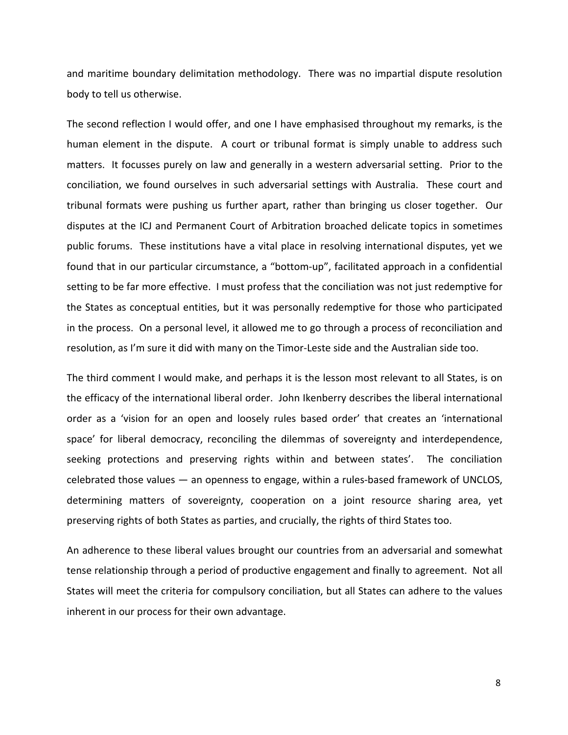and maritime boundary delimitation methodology. There was no impartial dispute resolution body to tell us otherwise.

The second reflection I would offer, and one I have emphasised throughout my remarks, is the human element in the dispute. A court or tribunal format is simply unable to address such matters. It focusses purely on law and generally in a western adversarial setting. Prior to the conciliation, we found ourselves in such adversarial settings with Australia. These court and tribunal formats were pushing us further apart, rather than bringing us closer together. Our disputes at the ICJ and Permanent Court of Arbitration broached delicate topics in sometimes public forums. These institutions have a vital place in resolving international disputes, yet we found that in our particular circumstance, a "bottom-up", facilitated approach in a confidential setting to be far more effective. I must profess that the conciliation was not just redemptive for the States as conceptual entities, but it was personally redemptive for those who participated in the process. On a personal level, it allowed me to go through a process of reconciliation and resolution, as I'm sure it did with many on the Timor-Leste side and the Australian side too.

The third comment I would make, and perhaps it is the lesson most relevant to all States, is on the efficacy of the international liberal order. John Ikenberry describes the liberal international order as a 'vision for an open and loosely rules based order' that creates an 'international space' for liberal democracy, reconciling the dilemmas of sovereignty and interdependence, seeking protections and preserving rights within and between states'. The conciliation celebrated those values — an openness to engage, within a rules-based framework of UNCLOS, determining matters of sovereignty, cooperation on a joint resource sharing area, yet preserving rights of both States as parties, and crucially, the rights of third States too.

An adherence to these liberal values brought our countries from an adversarial and somewhat tense relationship through a period of productive engagement and finally to agreement. Not all States will meet the criteria for compulsory conciliation, but all States can adhere to the values inherent in our process for their own advantage.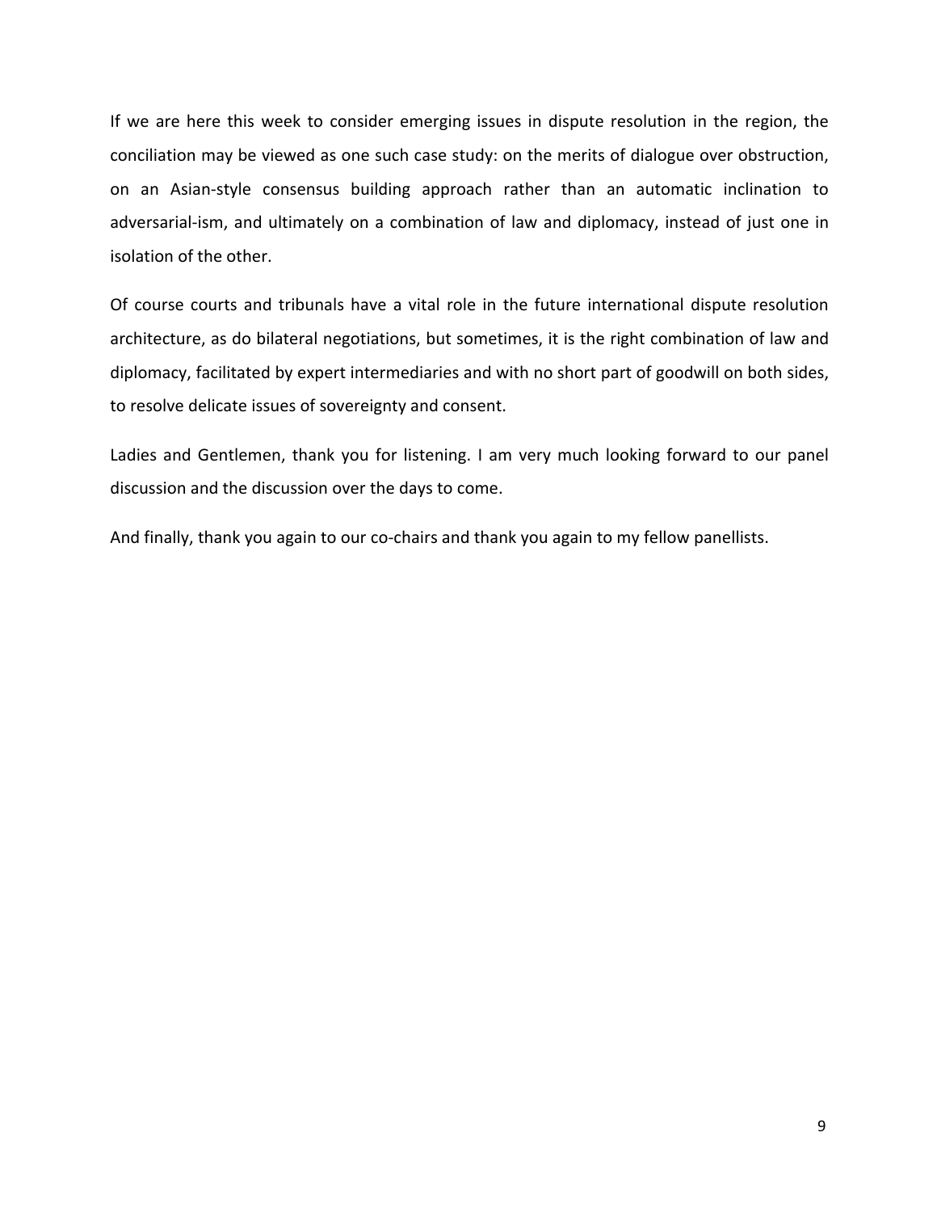If we are here this week to consider emerging issues in dispute resolution in the region, the conciliation may be viewed as one such case study: on the merits of dialogue over obstruction, on an Asian-style consensus building approach rather than an automatic inclination to adversarial-ism, and ultimately on a combination of law and diplomacy, instead of just one in isolation of the other.

Of course courts and tribunals have a vital role in the future international dispute resolution architecture, as do bilateral negotiations, but sometimes, it is the right combination of law and diplomacy, facilitated by expert intermediaries and with no short part of goodwill on both sides, to resolve delicate issues of sovereignty and consent.

Ladies and Gentlemen, thank you for listening. I am very much looking forward to our panel discussion and the discussion over the days to come.

And finally, thank you again to our co-chairs and thank you again to my fellow panellists.